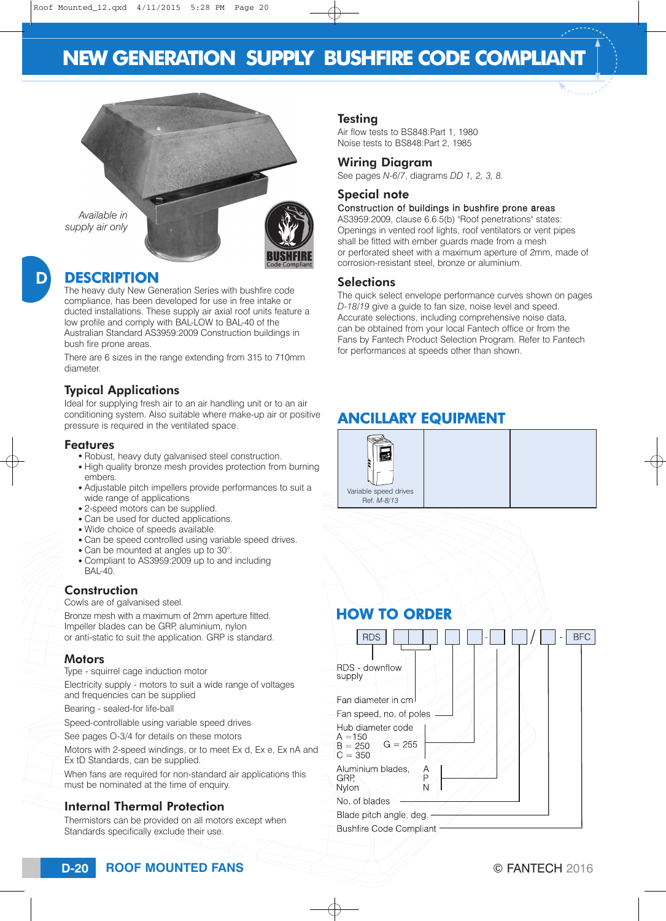# NEW GENERATION SUPPLY BUSHFIRE CODE COMPLIANT

*Available in supply air only*

BUSHFIRE Code Compliant

## DESCRIPTION

The heavy duty New Generation Series with bushfire code compliance, has been developed for use in free intake or ducted installations. These supply air axial roof units feature a low profile and comply with BAL-LOW to BAL-40 of the Australian Standard AS3959:2009 Construction buildings in bush fire prone areas.

There are 6 sizes in the range extending from 315 to 710mm diameter.

### Typical Applications

Ideal for supplying fresh air to an air handling unit or to an air conditioning system. Also suitable where make-up air or positive pressure is required in the ventilated space.

### Features

- Robust, heavy duty galvanised steel construction.
- High quality bronze mesh provides protection from burning embers.
- Adjustable pitch impellers provide performances to suit a wide range of applications
- 2-speed motors can be supplied.
- Can be used for ducted applications.
- Wide choice of speeds available.
- Can be speed controlled using variable speed drives.
- Can be mounted at angles up to 30°.
- Compliant to AS3959:2009 up to and including BAL-40.

### Construction

Cowls are of galvanised steel.

Bronze mesh with a maximum of 2mm aperture fitted. Impeller blades can be GRP, aluminium, nylon or anti-static to suit the application. GRP is standard.

### Motors

Type - squirrel cage induction motor

Electricity supply - motors to suit a wide range of voltages and frequencies can be supplied

Bearing - sealed-for life-ball

Speed-controllable using variable speed drives

See pages O-3/4 for details on these motors

Motors with 2-speed windings, or to meet Ex d, Ex e, Ex nA and Ex tD Standards, can be supplied.

When fans are required for non-standard air applications this must be nominated at the time of enquiry.

### Internal Thermal Protection

Thermistors can be provided on all motors except when Standards specifically exclude their use.

### Testing

Air flow tests to BS848:Part 1, 1980
Noise tests to BS848:Part 2, 1985

### Wiring Diagram

See pages *N-6/7*, diagrams *DD 1, 2, 3, 8.*

### Special note

Construction of buildings in bushfire prone areas

AS3959:2009, clause 6.6.5(b) "Roof penetrations" states: Openings in vented roof lights, roof ventilators or vent pipes shall be fitted with ember guards made from a mesh or perforated sheet with a maximum aperture of 2mm, made of corrosion-resistant steel, bronze or aluminium.

### Selections

The quick select envelope performance curves shown on pages *D-18/19* give a guide to fan size, noise level and speed. Accurate selections, including comprehensive noise data, can be obtained from your local Fantech office or from the Fans by Fantech Product Selection Program. Refer to Fantech for performances at speeds other than shown.

## ANCILLARY EQUIPMENT

| Variable speed drives Ref. *M-8/13* | | |
|---|---|---|

## HOW TO ORDER

RDS [ ][ ][ ] [ ] [ ] - [ ] [ ] / [ ] - BFC

- RDS - downflow supply
- Fan diameter in cm
- Fan speed, no. of poles
- Hub diameter code: A = 150, B = 250, C = 350, G = 255
- Aluminium blades, GRP, Nylon: A, P, N
- No. of blades
- Blade pitch angle, deg.
- Bushfire Code Compliant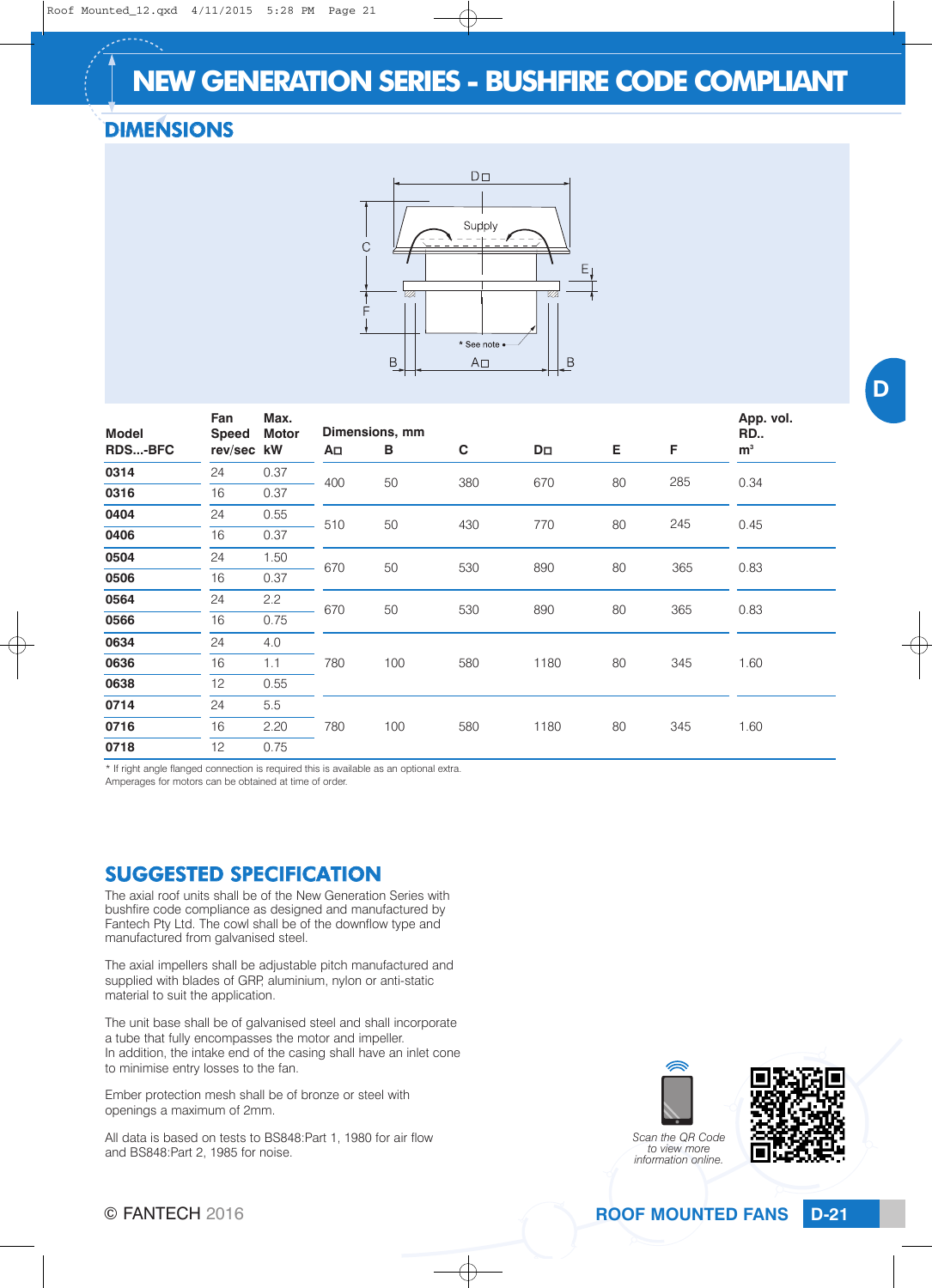# NEW GENERATION SERIES - BUSHFIRE CODE COMPLIANT

## DIMENSIONS

D□

Supply

C

E

F

\* See note \*

B

A□

B

| Model RDS...-BFC | Fan Speed rev/sec | Max. Motor kW | Dimensions, mm A□ | B | C | D□ | E | F | App. vol. RD.. m³ |
|---|---|---|---|---|---|---|---|---|---|
| **0314** | 24 | 0.37 | 400 | 50 | 380 | 670 | 80 | 285 | 0.34 |
| **0316** | 16 | 0.37 | | | | | | | |
| **0404** | 24 | 0.55 | 510 | 50 | 430 | 770 | 80 | 245 | 0.45 |
| **0406** | 16 | 0.37 | | | | | | | |
| **0504** | 24 | 1.50 | 670 | 50 | 530 | 890 | 80 | 365 | 0.83 |
| **0506** | 16 | 0.37 | | | | | | | |
| **0564** | 24 | 2.2 | 670 | 50 | 530 | 890 | 80 | 365 | 0.83 |
| **0566** | 16 | 0.75 | | | | | | | |
| **0634** | 24 | 4.0 | 780 | 100 | 580 | 1180 | 80 | 345 | 1.60 |
| **0636** | 16 | 1.1 | | | | | | | |
| **0638** | 12 | 0.55 | | | | | | | |
| **0714** | 24 | 5.5 | 780 | 100 | 580 | 1180 | 80 | 345 | 1.60 |
| **0716** | 16 | 2.20 | | | | | | | |
| **0718** | 12 | 0.75 | | | | | | | |

\* If right angle flanged connection is required this is available as an optional extra.
Amperages for motors can be obtained at time of order.

## SUGGESTED SPECIFICATION

The axial roof units shall be of the New Generation Series with bushfire code compliance as designed and manufactured by Fantech Pty Ltd. The cowl shall be of the downflow type and manufactured from galvanised steel.

The axial impellers shall be adjustable pitch manufactured and supplied with blades of GRP, aluminium, nylon or anti-static material to suit the application.

The unit base shall be of galvanised steel and shall incorporate a tube that fully encompasses the motor and impeller.
In addition, the intake end of the casing shall have an inlet cone to minimise entry losses to the fan.

Ember protection mesh shall be of bronze or steel with openings a maximum of 2mm.

All data is based on tests to BS848:Part 1, 1980 for air flow and BS848:Part 2, 1985 for noise.

*Scan the QR Code to view more information online.*